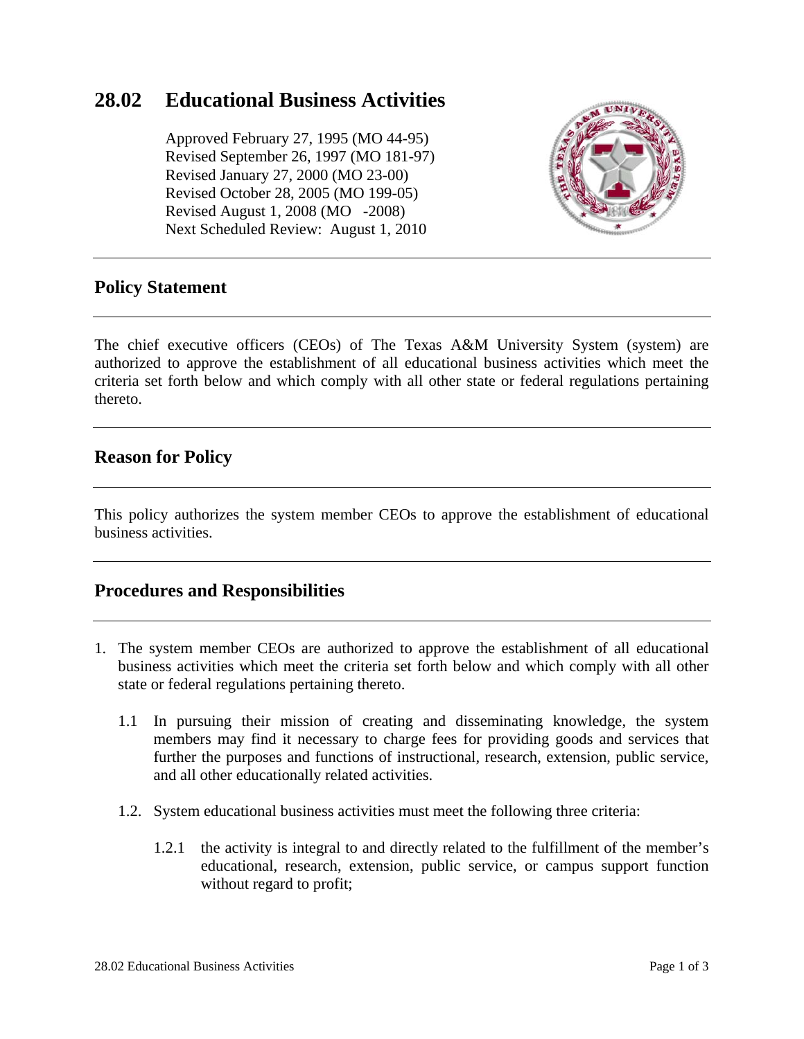# 28.02 Educational Business Activities

Approved February 27, 1995 (MO 44-95)
Revised September 26, 1997 (MO 181-97)
Revised January 27, 2000 (MO 23-00)
Revised October 28, 2005 (MO 199-05)
Revised August 1, 2008 (MO -2008)
Next Scheduled Review: August 1, 2010

---

## Policy Statement

---

The chief executive officers (CEOs) of The Texas A&M University System (system) are authorized to approve the establishment of all educational business activities which meet the criteria set forth below and which comply with all other state or federal regulations pertaining thereto.

---

## Reason for Policy

---

This policy authorizes the system member CEOs to approve the establishment of educational business activities.

---

## Procedures and Responsibilities

---

1. The system member CEOs are authorized to approve the establishment of all educational business activities which meet the criteria set forth below and which comply with all other state or federal regulations pertaining thereto.

   1.1 In pursuing their mission of creating and disseminating knowledge, the system members may find it necessary to charge fees for providing goods and services that further the purposes and functions of instructional, research, extension, public service, and all other educationally related activities.

   1.2. System educational business activities must meet the following three criteria:

      1.2.1 the activity is integral to and directly related to the fulfillment of the member's educational, research, extension, public service, or campus support function without regard to profit;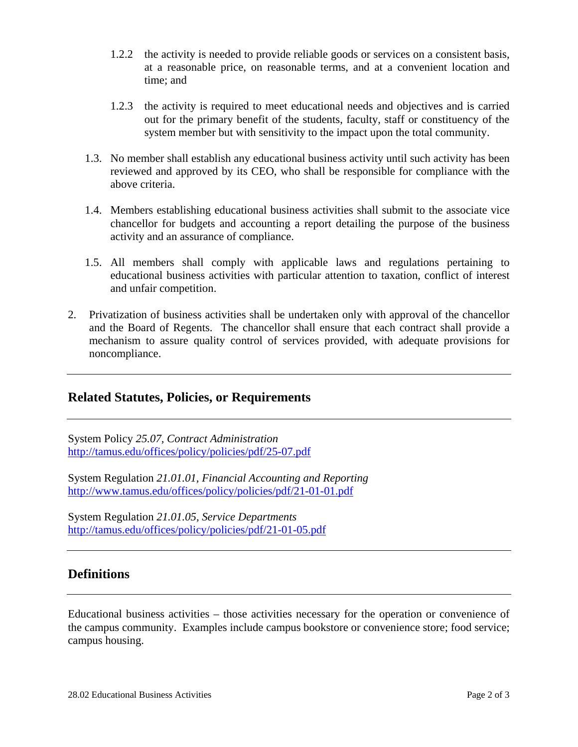1.2.2 the activity is needed to provide reliable goods or services on a consistent basis, at a reasonable price, on reasonable terms, and at a convenient location and time; and

1.2.3 the activity is required to meet educational needs and objectives and is carried out for the primary benefit of the students, faculty, staff or constituency of the system member but with sensitivity to the impact upon the total community.

1.3. No member shall establish any educational business activity until such activity has been reviewed and approved by its CEO, who shall be responsible for compliance with the above criteria.

1.4. Members establishing educational business activities shall submit to the associate vice chancellor for budgets and accounting a report detailing the purpose of the business activity and an assurance of compliance.

1.5. All members shall comply with applicable laws and regulations pertaining to educational business activities with particular attention to taxation, conflict of interest and unfair competition.

2. Privatization of business activities shall be undertaken only with approval of the chancellor and the Board of Regents. The chancellor shall ensure that each contract shall provide a mechanism to assure quality control of services provided, with adequate provisions for noncompliance.

## Related Statutes, Policies, or Requirements

System Policy *25.07, Contract Administration*
http://tamus.edu/offices/policy/policies/pdf/25-07.pdf

System Regulation *21.01.01, Financial Accounting and Reporting*
http://www.tamus.edu/offices/policy/policies/pdf/21-01-01.pdf

System Regulation *21.01.05, Service Departments*
http://tamus.edu/offices/policy/policies/pdf/21-01-05.pdf

## Definitions

Educational business activities – those activities necessary for the operation or convenience of the campus community. Examples include campus bookstore or convenience store; food service; campus housing.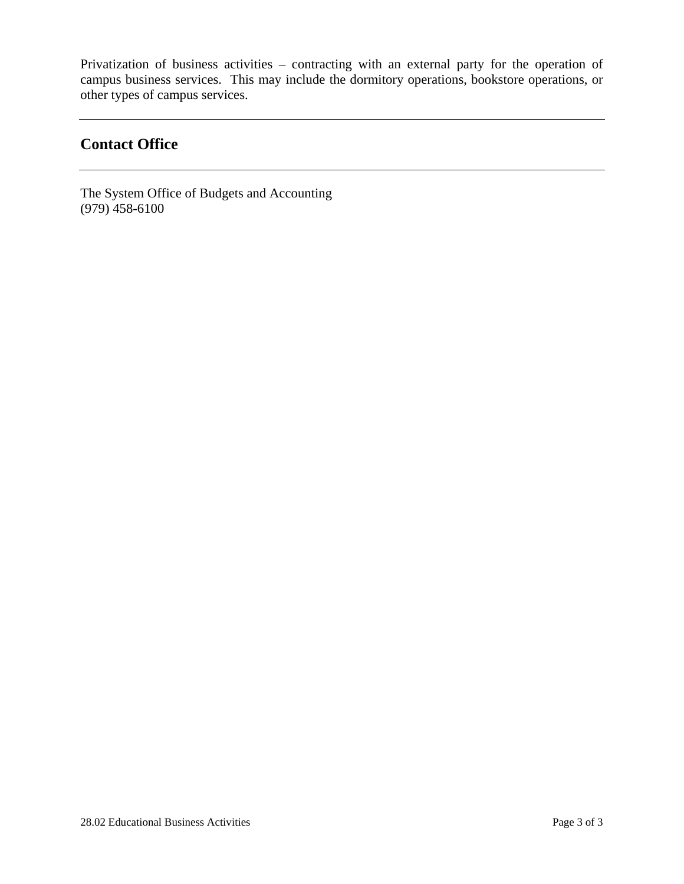Privatization of business activities – contracting with an external party for the operation of campus business services. This may include the dormitory operations, bookstore operations, or other types of campus services.

---

## Contact Office

---

The System Office of Budgets and Accounting
(979) 458-6100